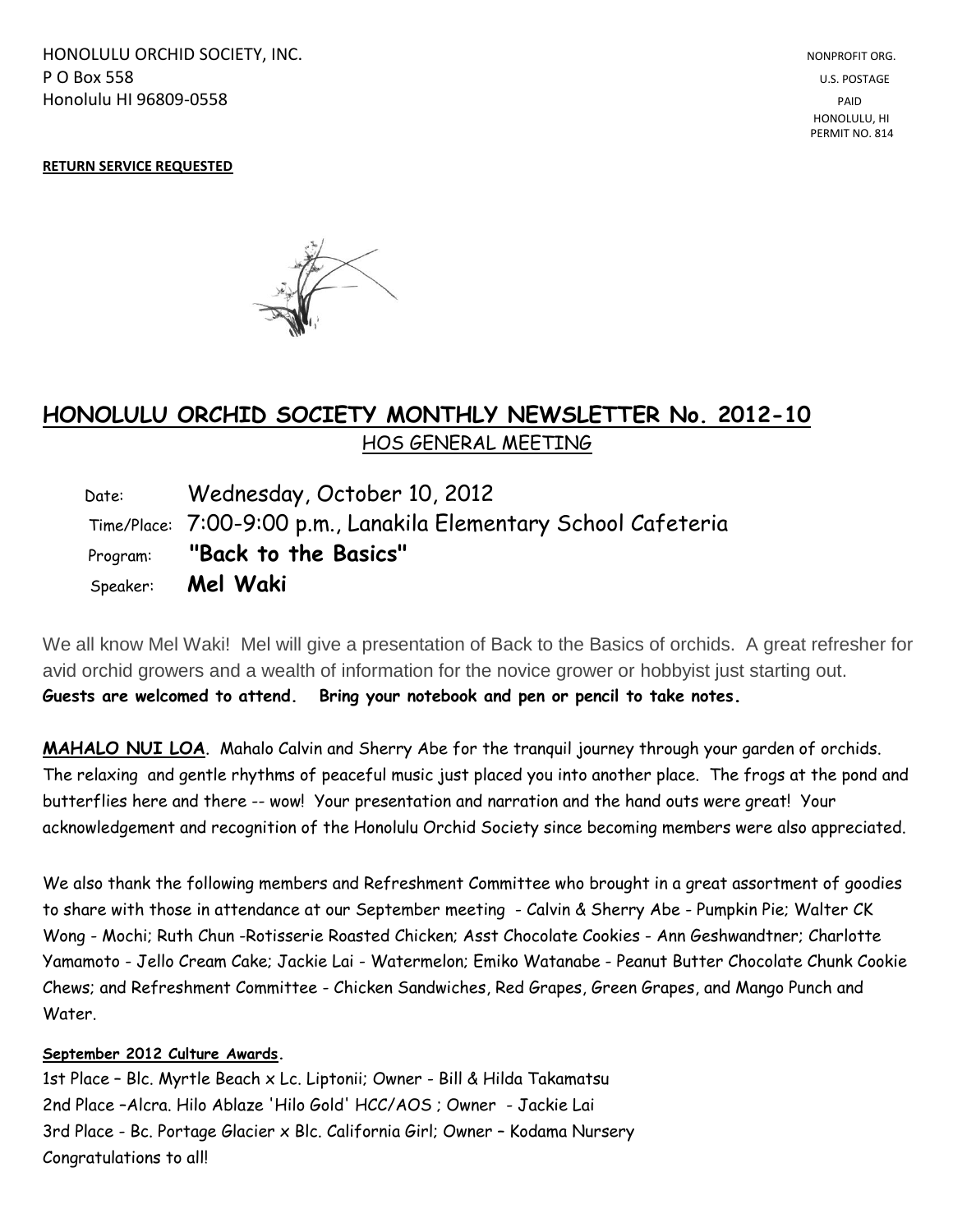HONOLULU ORCHID SOCIETY, INC.
P O Box 558
Honolulu HI 96809-0558

NONPROFIT ORG.
U.S. POSTAGE
PAID
HONOLULU, HI
PERMIT NO. 814

**RETURN SERVICE REQUESTED**

# HONOLULU ORCHID SOCIETY MONTHLY NEWSLETTER No. 2012-10

## HOS GENERAL MEETING

Date: Wednesday, October 10, 2012

Time/Place: 7:00-9:00 p.m., Lanakila Elementary School Cafeteria

Program: **"Back to the Basics"**

Speaker: **Mel Waki**

We all know Mel Waki! Mel will give a presentation of Back to the Basics of orchids. A great refresher for avid orchid growers and a wealth of information for the novice grower or hobbyist just starting out.
**Guests are welcomed to attend. Bring your notebook and pen or pencil to take notes.**

**MAHALO NUI LOA**. Mahalo Calvin and Sherry Abe for the tranquil journey through your garden of orchids. The relaxing and gentle rhythms of peaceful music just placed you into another place. The frogs at the pond and butterflies here and there -- wow! Your presentation and narration and the hand outs were great! Your acknowledgement and recognition of the Honolulu Orchid Society since becoming members were also appreciated.

We also thank the following members and Refreshment Committee who brought in a great assortment of goodies to share with those in attendance at our September meeting - Calvin & Sherry Abe - Pumpkin Pie; Walter CK Wong - Mochi; Ruth Chun -Rotisserie Roasted Chicken; Asst Chocolate Cookies - Ann Geshwandtner; Charlotte Yamamoto - Jello Cream Cake; Jackie Lai - Watermelon; Emiko Watanabe - Peanut Butter Chocolate Chunk Cookie Chews; and Refreshment Committee - Chicken Sandwiches, Red Grapes, Green Grapes, and Mango Punch and Water.

**September 2012 Culture Awards.**

1st Place – Blc. Myrtle Beach x Lc. Liptonii; Owner - Bill & Hilda Takamatsu
2nd Place –Alcra. Hilo Ablaze 'Hilo Gold' HCC/AOS ; Owner - Jackie Lai
3rd Place - Bc. Portage Glacier x Blc. California Girl; Owner – Kodama Nursery
Congratulations to all!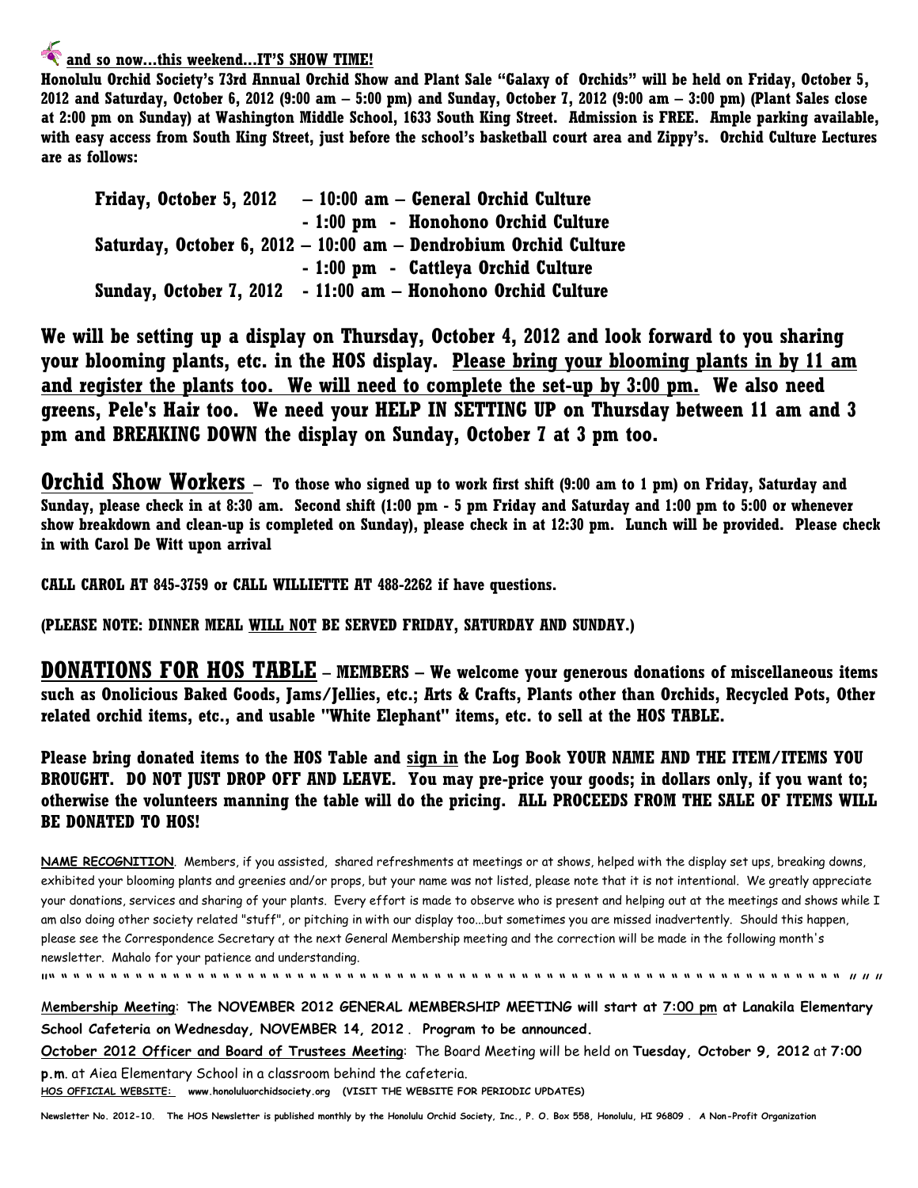**and so now…this weekend…IT'S SHOW TIME!**

**Honolulu Orchid Society's 73rd Annual Orchid Show and Plant Sale "Galaxy of Orchids" will be held on Friday, October 5, 2012 and Saturday, October 6, 2012 (9:00 am – 5:00 pm) and Sunday, October 7, 2012 (9:00 am – 3:00 pm) (Plant Sales close at 2:00 pm on Sunday) at Washington Middle School, 1633 South King Street. Admission is FREE. Ample parking available, with easy access from South King Street, just before the school's basketball court area and Zippy's. Orchid Culture Lectures are as follows:**

**Friday, October 5, 2012 – 10:00 am – General Orchid Culture**
**- 1:00 pm - Honohono Orchid Culture**
**Saturday, October 6, 2012 – 10:00 am – Dendrobium Orchid Culture**
**- 1:00 pm - Cattleya Orchid Culture**
**Sunday, October 7, 2012 - 11:00 am – Honohono Orchid Culture**

**We will be setting up a display on Thursday, October 4, 2012 and look forward to you sharing your blooming plants, etc. in the HOS display. Please bring your blooming plants in by 11 am and register the plants too. We will need to complete the set-up by 3:00 pm. We also need greens, Pele's Hair too. We need your HELP IN SETTING UP on Thursday between 11 am and 3 pm and BREAKING DOWN the display on Sunday, October 7 at 3 pm too.**

**Orchid Show Workers – To those who signed up to work first shift (9:00 am to 1 pm) on Friday, Saturday and Sunday, please check in at 8:30 am. Second shift (1:00 pm - 5 pm Friday and Saturday and 1:00 pm to 5:00 or whenever show breakdown and clean-up is completed on Sunday), please check in at 12:30 pm. Lunch will be provided. Please check in with Carol De Witt upon arrival**

**CALL CAROL AT 845-3759 or CALL WILLIETTE AT 488-2262 if have questions.**

**(PLEASE NOTE: DINNER MEAL WILL NOT BE SERVED FRIDAY, SATURDAY AND SUNDAY.)**

**DONATIONS FOR HOS TABLE – MEMBERS – We welcome your generous donations of miscellaneous items such as Onolicious Baked Goods, Jams/Jellies, etc.; Arts & Crafts, Plants other than Orchids, Recycled Pots, Other related orchid items, etc., and usable "White Elephant" items, etc. to sell at the HOS TABLE.**

**Please bring donated items to the HOS Table and sign in the Log Book YOUR NAME AND THE ITEM/ITEMS YOU BROUGHT. DO NOT JUST DROP OFF AND LEAVE. You may pre-price your goods; in dollars only, if you want to; otherwise the volunteers manning the table will do the pricing. ALL PROCEEDS FROM THE SALE OF ITEMS WILL BE DONATED TO HOS!**

**NAME RECOGNITION**. Members, if you assisted, shared refreshments at meetings or at shows, helped with the display set ups, breaking downs, exhibited your blooming plants and greenies and/or props, but your name was not listed, please note that it is not intentional. We greatly appreciate your donations, services and sharing of your plants. Every effort is made to observe who is present and helping out at the meetings and shows while I am also doing other society related "stuff", or pitching in with our display too...but sometimes you are missed inadvertently. Should this happen, please see the Correspondence Secretary at the next General Membership meeting and the correction will be made in the following month's newsletter. Mahalo for your patience and understanding.

Membership Meeting: **The NOVEMBER 2012 GENERAL MEMBERSHIP MEETING will start at 7:00 pm at Lanakila Elementary School Cafeteria on Wednesday, NOVEMBER 14, 2012 . Program to be announced.**

October 2012 Officer and Board of Trustees Meeting: The Board Meeting will be held on **Tuesday, October 9, 2012** at **7:00 p.m**. at Aiea Elementary School in a classroom behind the cafeteria.

**HOS OFFICIAL WEBSITE: www.honoluluorchidsociety.org (VISIT THE WEBSITE FOR PERIODIC UPDATES)**

Newsletter No. 2012-10. The HOS Newsletter is published monthly by the Honolulu Orchid Society, Inc., P. O. Box 558, Honolulu, HI 96809 . A Non-Profit Organization